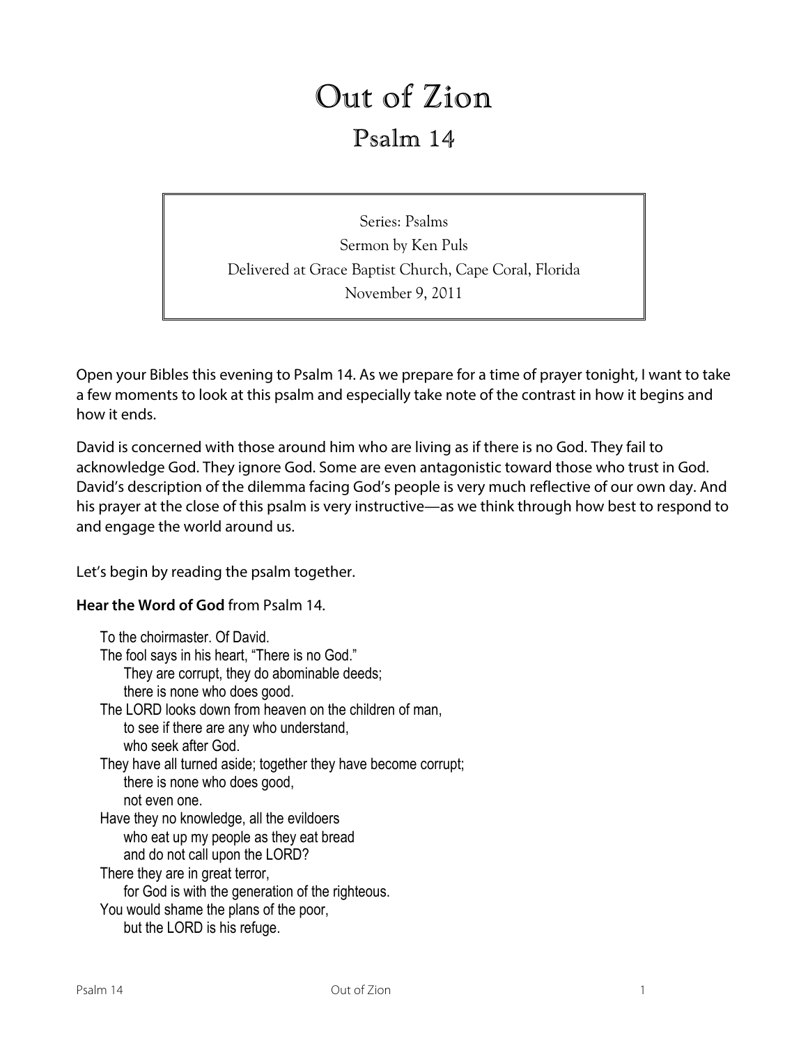# Out of Zion

## Psalm 14

Series: Psalms
Sermon by Ken Puls
Delivered at Grace Baptist Church, Cape Coral, Florida
November 9, 2011

Open your Bibles this evening to Psalm 14. As we prepare for a time of prayer tonight, I want to take a few moments to look at this psalm and especially take note of the contrast in how it begins and how it ends.

David is concerned with those around him who are living as if there is no God. They fail to acknowledge God. They ignore God. Some are even antagonistic toward those who trust in God. David's description of the dilemma facing God's people is very much reflective of our own day. And his prayer at the close of this psalm is very instructive—as we think through how best to respond to and engage the world around us.

Let's begin by reading the psalm together.

**Hear the Word of God** from Psalm 14.

> To the choirmaster. Of David.
> The fool says in his heart, "There is no God."
>     They are corrupt, they do abominable deeds;
>     there is none who does good.
> The LORD looks down from heaven on the children of man,
>     to see if there are any who understand,
>     who seek after God.
> They have all turned aside; together they have become corrupt;
>     there is none who does good,
>     not even one.
> Have they no knowledge, all the evildoers
>     who eat up my people as they eat bread
>     and do not call upon the LORD?
> There they are in great terror,
>     for God is with the generation of the righteous.
> You would shame the plans of the poor,
>     but the LORD is his refuge.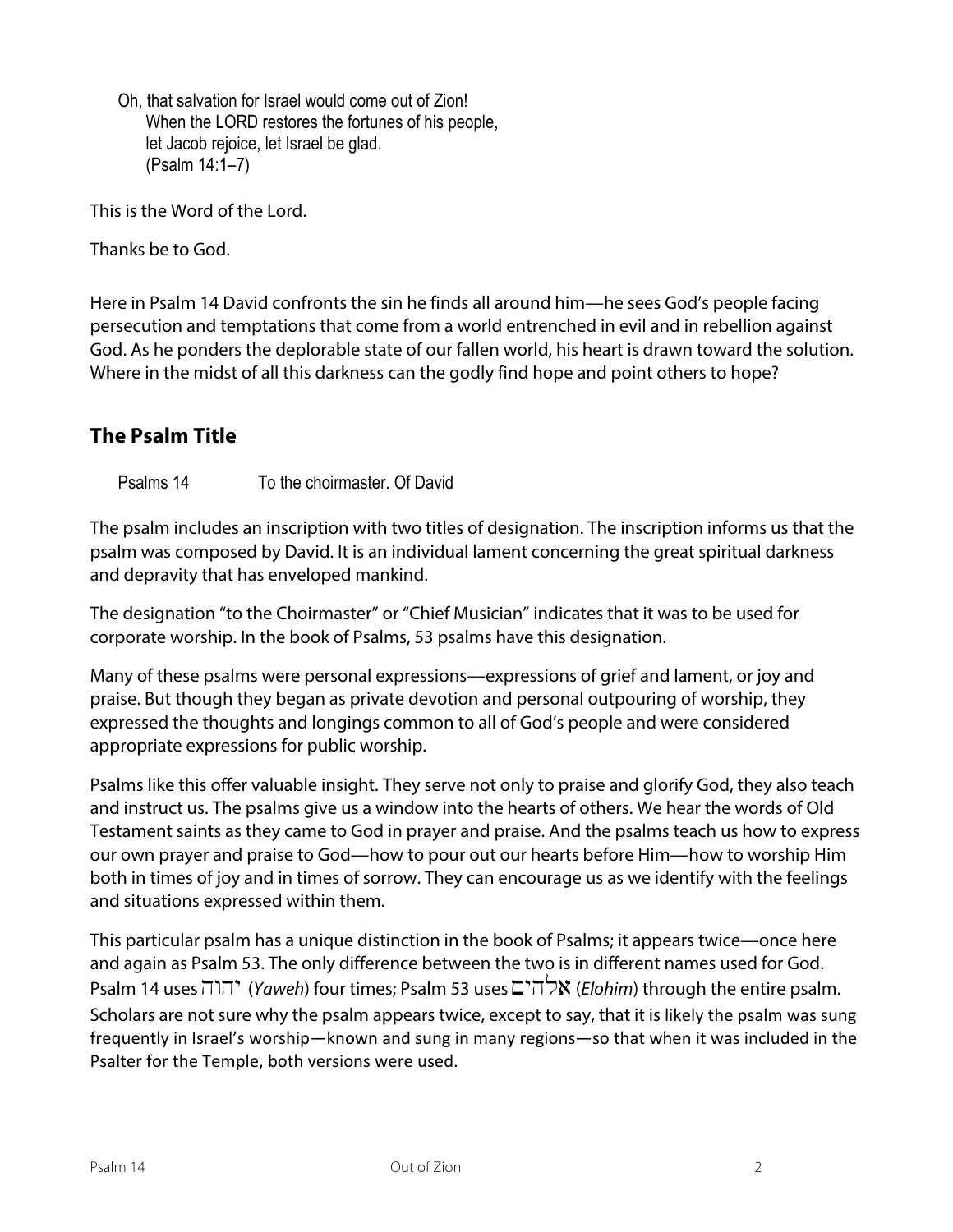Oh, that salvation for Israel would come out of Zion!
When the LORD restores the fortunes of his people,
let Jacob rejoice, let Israel be glad.
(Psalm 14:1–7)

This is the Word of the Lord.

Thanks be to God.

Here in Psalm 14 David confronts the sin he finds all around him—he sees God's people facing persecution and temptations that come from a world entrenched in evil and in rebellion against God. As he ponders the deplorable state of our fallen world, his heart is drawn toward the solution. Where in the midst of all this darkness can the godly find hope and point others to hope?

## The Psalm Title

Psalms 14 To the choirmaster. Of David

The psalm includes an inscription with two titles of designation. The inscription informs us that the psalm was composed by David. It is an individual lament concerning the great spiritual darkness and depravity that has enveloped mankind.

The designation "to the Choirmaster" or "Chief Musician" indicates that it was to be used for corporate worship. In the book of Psalms, 53 psalms have this designation.

Many of these psalms were personal expressions—expressions of grief and lament, or joy and praise. But though they began as private devotion and personal outpouring of worship, they expressed the thoughts and longings common to all of God's people and were considered appropriate expressions for public worship.

Psalms like this offer valuable insight. They serve not only to praise and glorify God, they also teach and instruct us. The psalms give us a window into the hearts of others. We hear the words of Old Testament saints as they came to God in prayer and praise. And the psalms teach us how to express our own prayer and praise to God—how to pour out our hearts before Him—how to worship Him both in times of joy and in times of sorrow. They can encourage us as we identify with the feelings and situations expressed within them.

This particular psalm has a unique distinction in the book of Psalms; it appears twice—once here and again as Psalm 53. The only difference between the two is in different names used for God. Psalm 14 uses יהוה (*Yaweh*) four times; Psalm 53 uses אלהים (*Elohim*) through the entire psalm. Scholars are not sure why the psalm appears twice, except to say, that it is likely the psalm was sung frequently in Israel's worship—known and sung in many regions—so that when it was included in the Psalter for the Temple, both versions were used.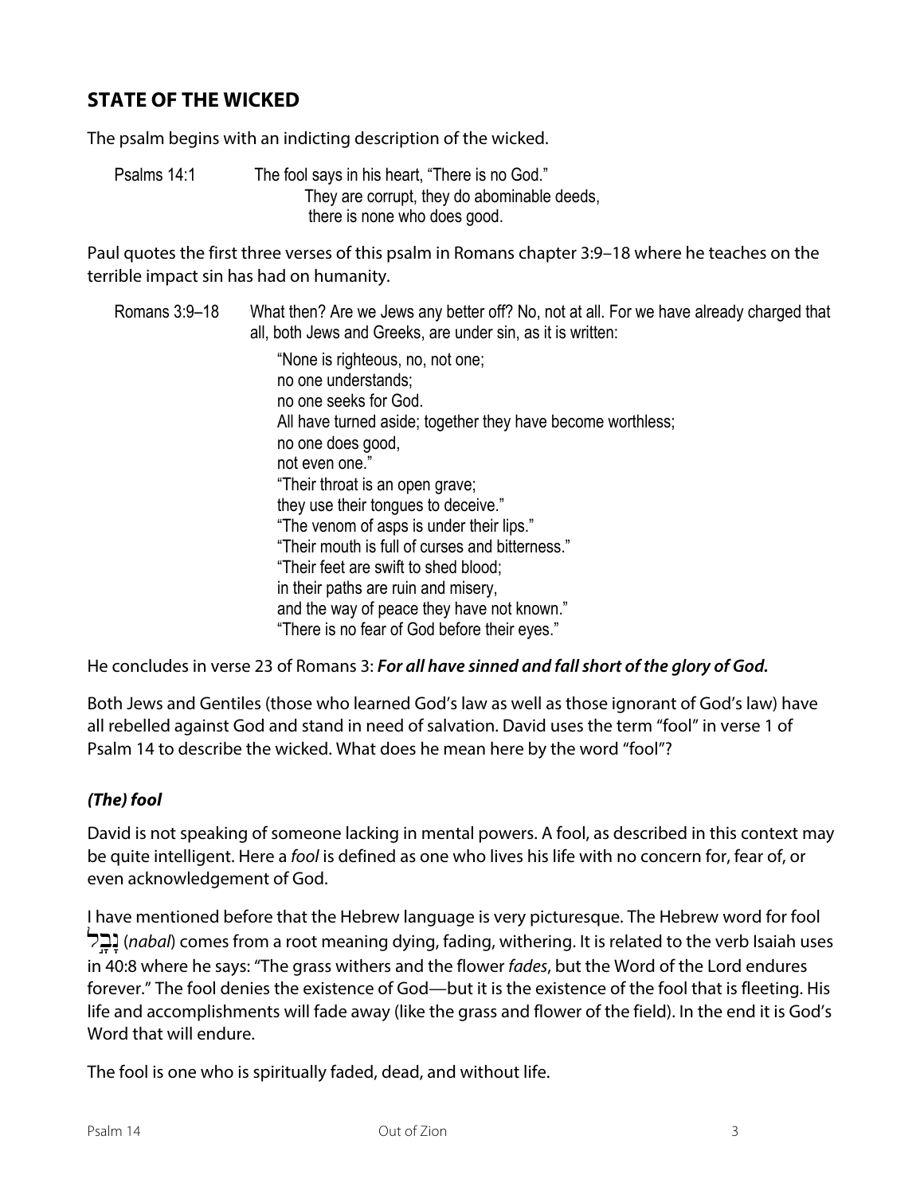## STATE OF THE WICKED

The psalm begins with an indicting description of the wicked.

> Psalms 14:1 The fool says in his heart, "There is no God."
> They are corrupt, they do abominable deeds,
> there is none who does good.

Paul quotes the first three verses of this psalm in Romans chapter 3:9–18 where he teaches on the terrible impact sin has had on humanity.

> Romans 3:9–18 What then? Are we Jews any better off? No, not at all. For we have already charged that all, both Jews and Greeks, are under sin, as it is written:
>
> "None is righteous, no, not one;
> no one understands;
> no one seeks for God.
> All have turned aside; together they have become worthless;
> no one does good,
> not even one."
> "Their throat is an open grave;
> they use their tongues to deceive."
> "The venom of asps is under their lips."
> "Their mouth is full of curses and bitterness."
> "Their feet are swift to shed blood;
> in their paths are ruin and misery,
> and the way of peace they have not known."
> "There is no fear of God before their eyes."

He concludes in verse 23 of Romans 3: ***For all have sinned and fall short of the glory of God.***

Both Jews and Gentiles (those who learned God's law as well as those ignorant of God's law) have all rebelled against God and stand in need of salvation. David uses the term "fool" in verse 1 of Psalm 14 to describe the wicked. What does he mean here by the word "fool"?

### *(The) fool*

David is not speaking of someone lacking in mental powers. A fool, as described in this context may be quite intelligent. Here a *fool* is defined as one who lives his life with no concern for, fear of, or even acknowledgement of God.

I have mentioned before that the Hebrew language is very picturesque. The Hebrew word for fool נָבָל (*nabal*) comes from a root meaning dying, fading, withering. It is related to the verb Isaiah uses in 40:8 where he says: "The grass withers and the flower *fades*, but the Word of the Lord endures forever." The fool denies the existence of God—but it is the existence of the fool that is fleeting. His life and accomplishments will fade away (like the grass and flower of the field). In the end it is God's Word that will endure.

The fool is one who is spiritually faded, dead, and without life.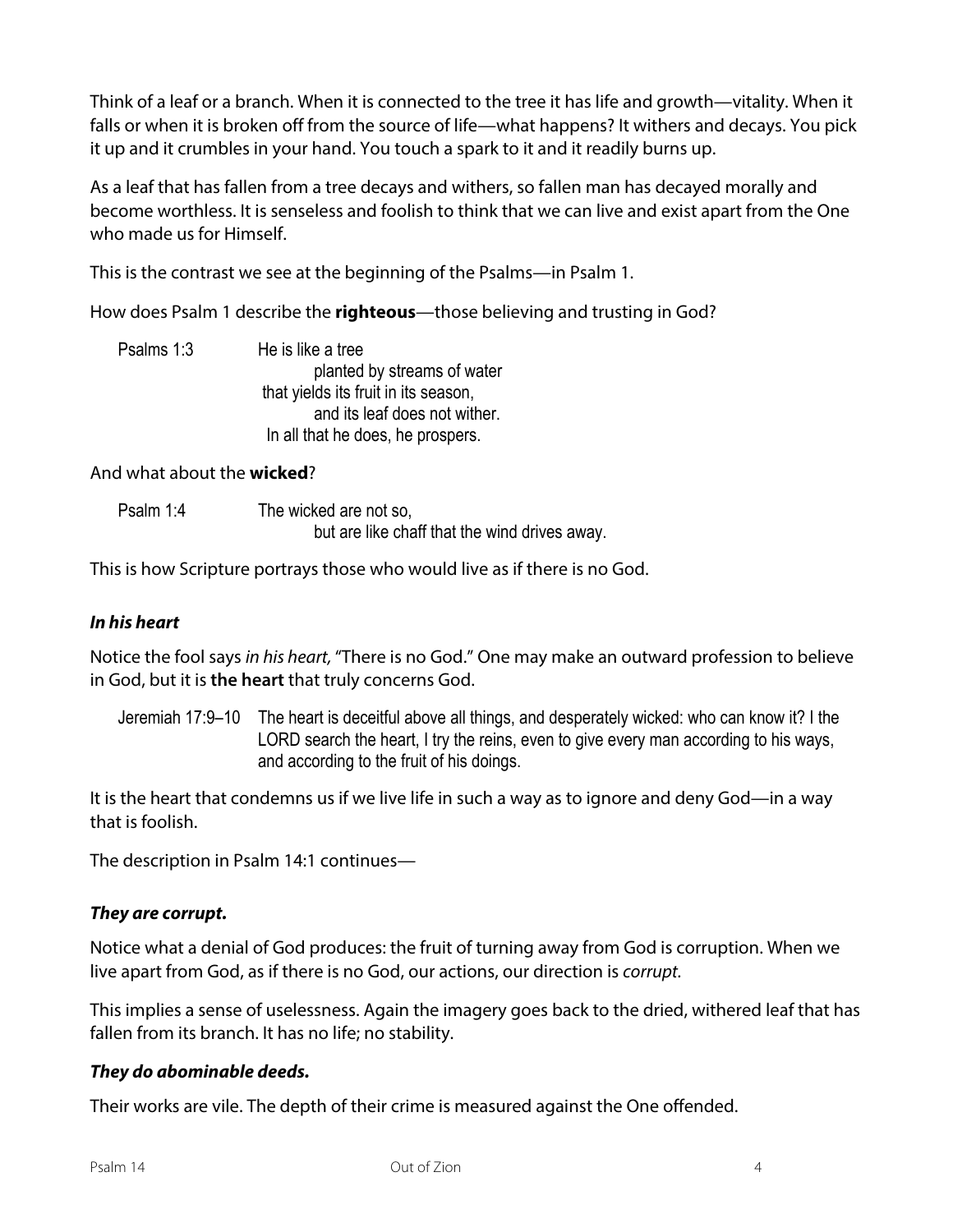Think of a leaf or a branch. When it is connected to the tree it has life and growth—vitality. When it falls or when it is broken off from the source of life—what happens? It withers and decays. You pick it up and it crumbles in your hand. You touch a spark to it and it readily burns up.

As a leaf that has fallen from a tree decays and withers, so fallen man has decayed morally and become worthless. It is senseless and foolish to think that we can live and exist apart from the One who made us for Himself.

This is the contrast we see at the beginning of the Psalms—in Psalm 1.

How does Psalm 1 describe the **righteous**—those believing and trusting in God?

> Psalms 1:3 He is like a tree
> planted by streams of water
> that yields its fruit in its season,
> and its leaf does not wither.
> In all that he does, he prospers.

And what about the **wicked**?

> Psalm 1:4 The wicked are not so,
> but are like chaff that the wind drives away.

This is how Scripture portrays those who would live as if there is no God.

### ***In his heart***

Notice the fool says *in his heart,* "There is no God." One may make an outward profession to believe in God, but it is **the heart** that truly concerns God.

> Jeremiah 17:9–10 The heart is deceitful above all things, and desperately wicked: who can know it? I the LORD search the heart, I try the reins, even to give every man according to his ways, and according to the fruit of his doings.

It is the heart that condemns us if we live life in such a way as to ignore and deny God—in a way that is foolish.

The description in Psalm 14:1 continues—

### ***They are corrupt.***

Notice what a denial of God produces: the fruit of turning away from God is corruption. When we live apart from God, as if there is no God, our actions, our direction is *corrupt.*

This implies a sense of uselessness. Again the imagery goes back to the dried, withered leaf that has fallen from its branch. It has no life; no stability.

### ***They do abominable deeds.***

Their works are vile. The depth of their crime is measured against the One offended.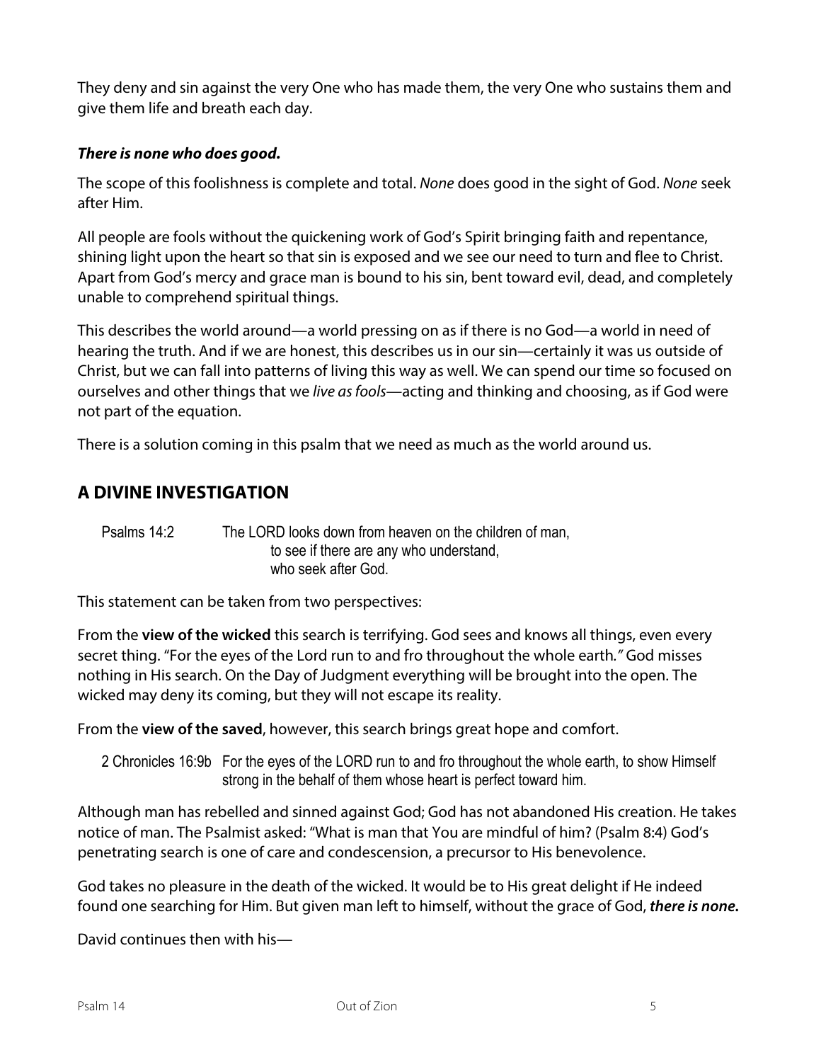They deny and sin against the very One who has made them, the very One who sustains them and give them life and breath each day.

***There is none who does good.***

The scope of this foolishness is complete and total. *None* does good in the sight of God. *None* seek after Him.

All people are fools without the quickening work of God's Spirit bringing faith and repentance, shining light upon the heart so that sin is exposed and we see our need to turn and flee to Christ. Apart from God's mercy and grace man is bound to his sin, bent toward evil, dead, and completely unable to comprehend spiritual things.

This describes the world around—a world pressing on as if there is no God—a world in need of hearing the truth. And if we are honest, this describes us in our sin—certainly it was us outside of Christ, but we can fall into patterns of living this way as well. We can spend our time so focused on ourselves and other things that we *live as fools*—acting and thinking and choosing, as if God were not part of the equation.

There is a solution coming in this psalm that we need as much as the world around us.

## A DIVINE INVESTIGATION

> Psalms 14:2 The LORD looks down from heaven on the children of man,
> to see if there are any who understand,
> who seek after God.

This statement can be taken from two perspectives:

From the **view of the wicked** this search is terrifying. God sees and knows all things, even every secret thing. "For the eyes of the Lord run to and fro throughout the whole earth*."* God misses nothing in His search. On the Day of Judgment everything will be brought into the open. The wicked may deny its coming, but they will not escape its reality.

From the **view of the saved**, however, this search brings great hope and comfort.

> 2 Chronicles 16:9b For the eyes of the LORD run to and fro throughout the whole earth, to show Himself strong in the behalf of them whose heart is perfect toward him.

Although man has rebelled and sinned against God; God has not abandoned His creation. He takes notice of man. The Psalmist asked: "What is man that You are mindful of him? (Psalm 8:4) God's penetrating search is one of care and condescension, a precursor to His benevolence.

God takes no pleasure in the death of the wicked. It would be to His great delight if He indeed found one searching for Him. But given man left to himself, without the grace of God, ***there is none.***

David continues then with his—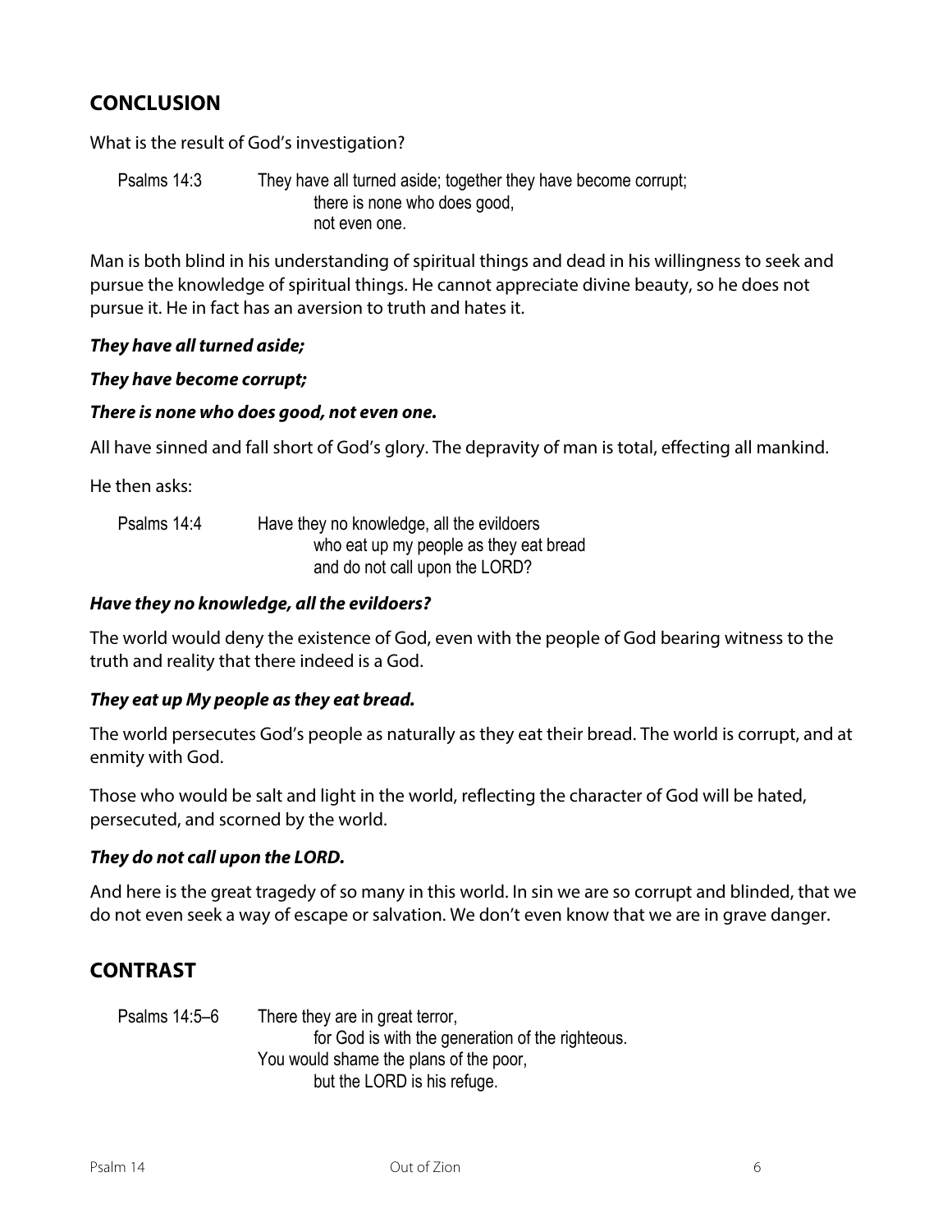## CONCLUSION

What is the result of God's investigation?

> Psalms 14:3 They have all turned aside; together they have become corrupt;
> there is none who does good,
> not even one.

Man is both blind in his understanding of spiritual things and dead in his willingness to seek and pursue the knowledge of spiritual things. He cannot appreciate divine beauty, so he does not pursue it. He in fact has an aversion to truth and hates it.

***They have all turned aside;***

***They have become corrupt;***

***There is none who does good, not even one.***

All have sinned and fall short of God's glory. The depravity of man is total, effecting all mankind.

He then asks:

> Psalms 14:4 Have they no knowledge, all the evildoers
> who eat up my people as they eat bread
> and do not call upon the LORD?

***Have they no knowledge, all the evildoers?***

The world would deny the existence of God, even with the people of God bearing witness to the truth and reality that there indeed is a God.

***They eat up My people as they eat bread.***

The world persecutes God's people as naturally as they eat their bread. The world is corrupt, and at enmity with God.

Those who would be salt and light in the world, reflecting the character of God will be hated, persecuted, and scorned by the world.

***They do not call upon the LORD.***

And here is the great tragedy of so many in this world. In sin we are so corrupt and blinded, that we do not even seek a way of escape or salvation. We don't even know that we are in grave danger.

## CONTRAST

> Psalms 14:5–6 There they are in great terror,
> for God is with the generation of the righteous.
> You would shame the plans of the poor,
> but the LORD is his refuge.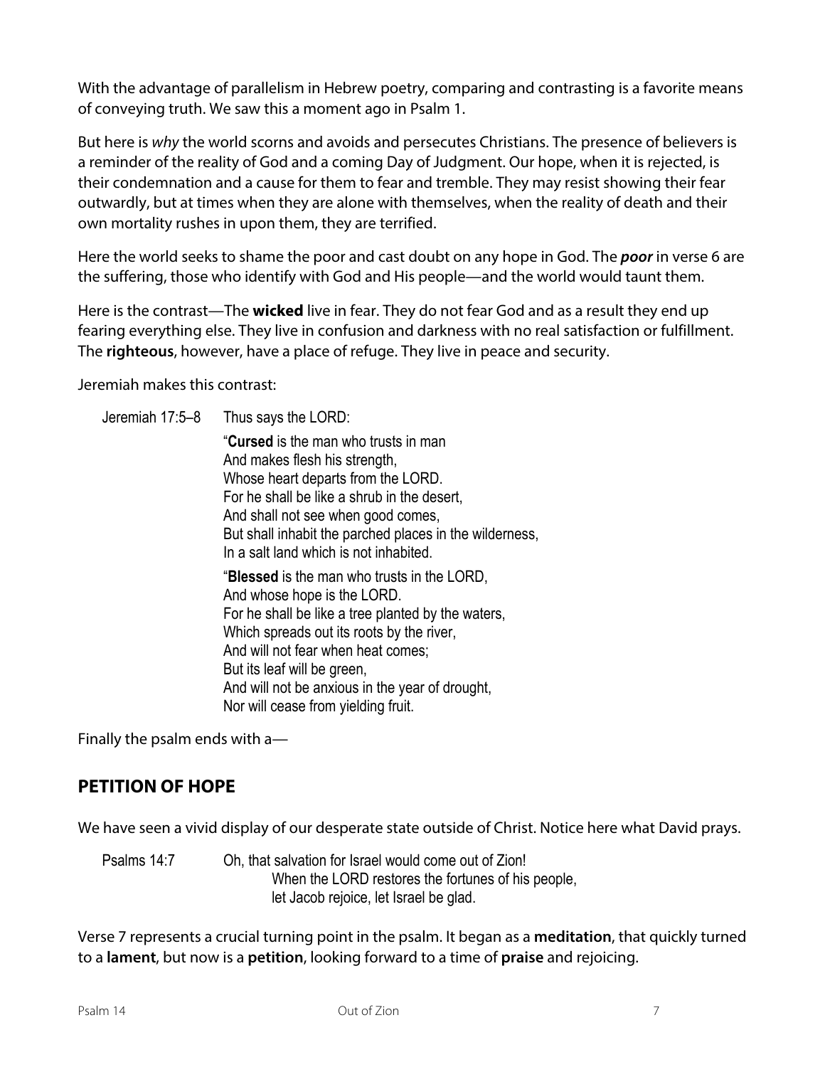With the advantage of parallelism in Hebrew poetry, comparing and contrasting is a favorite means of conveying truth. We saw this a moment ago in Psalm 1.

But here is *why* the world scorns and avoids and persecutes Christians. The presence of believers is a reminder of the reality of God and a coming Day of Judgment. Our hope, when it is rejected, is their condemnation and a cause for them to fear and tremble. They may resist showing their fear outwardly, but at times when they are alone with themselves, when the reality of death and their own mortality rushes in upon them, they are terrified.

Here the world seeks to shame the poor and cast doubt on any hope in God. The ***poor*** in verse 6 are the suffering, those who identify with God and His people—and the world would taunt them.

Here is the contrast—The **wicked** live in fear. They do not fear God and as a result they end up fearing everything else. They live in confusion and darkness with no real satisfaction or fulfillment. The **righteous**, however, have a place of refuge. They live in peace and security.

Jeremiah makes this contrast:

> Jeremiah 17:5–8 Thus says the LORD:
>
> "**Cursed** is the man who trusts in man
> And makes flesh his strength,
> Whose heart departs from the LORD.
> For he shall be like a shrub in the desert,
> And shall not see when good comes,
> But shall inhabit the parched places in the wilderness,
> In a salt land which is not inhabited.
>
> "**Blessed** is the man who trusts in the LORD,
> And whose hope is the LORD.
> For he shall be like a tree planted by the waters,
> Which spreads out its roots by the river,
> And will not fear when heat comes;
> But its leaf will be green,
> And will not be anxious in the year of drought,
> Nor will cease from yielding fruit.

Finally the psalm ends with a—

## PETITION OF HOPE

We have seen a vivid display of our desperate state outside of Christ. Notice here what David prays.

> Psalms 14:7 Oh, that salvation for Israel would come out of Zion!
> When the LORD restores the fortunes of his people,
> let Jacob rejoice, let Israel be glad.

Verse 7 represents a crucial turning point in the psalm. It began as a **meditation**, that quickly turned to a **lament**, but now is a **petition**, looking forward to a time of **praise** and rejoicing.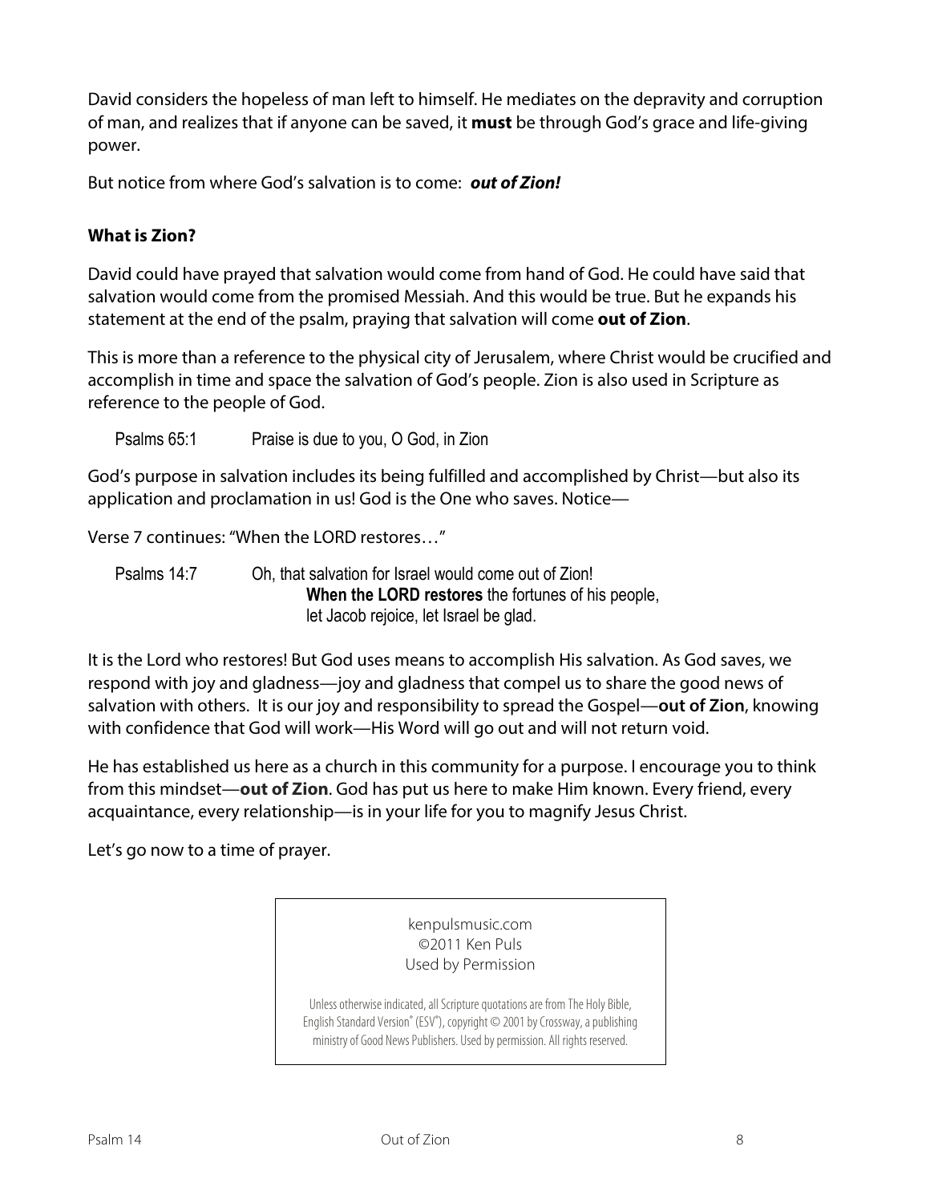David considers the hopeless of man left to himself. He mediates on the depravity and corruption of man, and realizes that if anyone can be saved, it **must** be through God's grace and life-giving power.

But notice from where God's salvation is to come: ***out of Zion!***

**What is Zion?**

David could have prayed that salvation would come from hand of God. He could have said that salvation would come from the promised Messiah. And this would be true. But he expands his statement at the end of the psalm, praying that salvation will come **out of Zion**.

This is more than a reference to the physical city of Jerusalem, where Christ would be crucified and accomplish in time and space the salvation of God's people. Zion is also used in Scripture as reference to the people of God.

> Psalms 65:1 Praise is due to you, O God, in Zion

God's purpose in salvation includes its being fulfilled and accomplished by Christ—but also its application and proclamation in us! God is the One who saves. Notice—

Verse 7 continues: "When the LORD restores…"

> Psalms 14:7 Oh, that salvation for Israel would come out of Zion!
> **When the LORD restores** the fortunes of his people,
> let Jacob rejoice, let Israel be glad.

It is the Lord who restores! But God uses means to accomplish His salvation. As God saves, we respond with joy and gladness—joy and gladness that compel us to share the good news of salvation with others. It is our joy and responsibility to spread the Gospel—**out of Zion**, knowing with confidence that God will work—His Word will go out and will not return void.

He has established us here as a church in this community for a purpose. I encourage you to think from this mindset—**out of Zion**. God has put us here to make Him known. Every friend, every acquaintance, every relationship—is in your life for you to magnify Jesus Christ.

Let's go now to a time of prayer.

kenpulsmusic.com
©2011 Ken Puls
Used by Permission

Unless otherwise indicated, all Scripture quotations are from The Holy Bible, English Standard Version® (ESV®), copyright © 2001 by Crossway, a publishing ministry of Good News Publishers. Used by permission. All rights reserved.